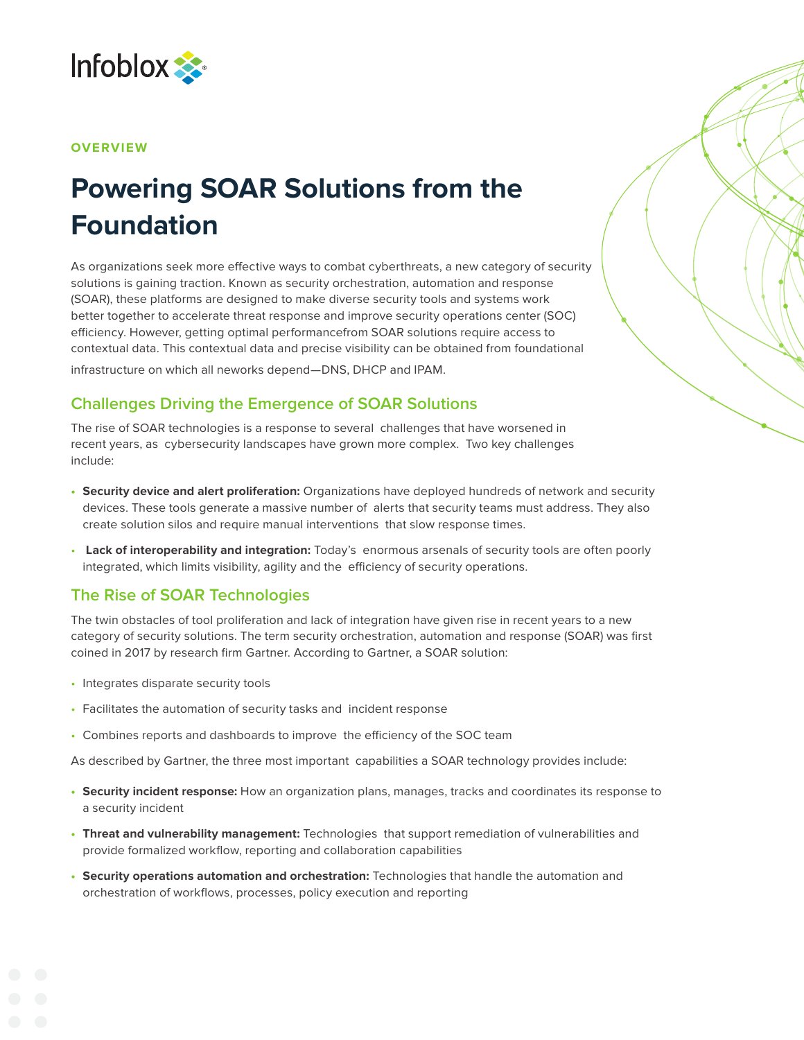Infoblox

**OVERVIEW**

# Powering SOAR Solutions from the Foundation

As organizations seek more effective ways to combat cyberthreats, a new category of security solutions is gaining traction. Known as security orchestration, automation and response (SOAR), these platforms are designed to make diverse security tools and systems work better together to accelerate threat response and improve security operations center (SOC) efficiency. However, getting optimal performancefrom SOAR solutions require access to contextual data. This contextual data and precise visibility can be obtained from foundational infrastructure on which all neworks depend—DNS, DHCP and IPAM.

## Challenges Driving the Emergence of SOAR Solutions

The rise of SOAR technologies is a response to several challenges that have worsened in recent years, as cybersecurity landscapes have grown more complex. Two key challenges include:

- **Security device and alert proliferation:** Organizations have deployed hundreds of network and security devices. These tools generate a massive number of alerts that security teams must address. They also create solution silos and require manual interventions that slow response times.
- **Lack of interoperability and integration:** Today's enormous arsenals of security tools are often poorly integrated, which limits visibility, agility and the efficiency of security operations.

## The Rise of SOAR Technologies

The twin obstacles of tool proliferation and lack of integration have given rise in recent years to a new category of security solutions. The term security orchestration, automation and response (SOAR) was first coined in 2017 by research firm Gartner. According to Gartner, a SOAR solution:

- Integrates disparate security tools
- Facilitates the automation of security tasks and incident response
- Combines reports and dashboards to improve the efficiency of the SOC team

As described by Gartner, the three most important capabilities a SOAR technology provides include:

- **Security incident response:** How an organization plans, manages, tracks and coordinates its response to a security incident
- **Threat and vulnerability management:** Technologies that support remediation of vulnerabilities and provide formalized workflow, reporting and collaboration capabilities
- **Security operations automation and orchestration:** Technologies that handle the automation and orchestration of workflows, processes, policy execution and reporting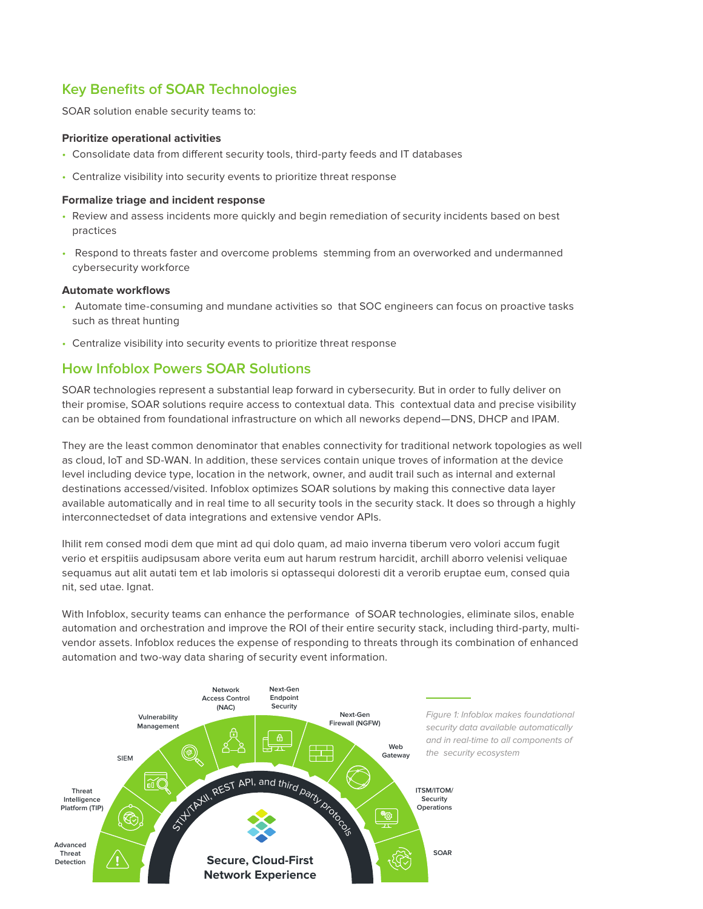## Key Benefits of SOAR Technologies

SOAR solution enable security teams to:

**Prioritize operational activities**

- Consolidate data from different security tools, third-party feeds and IT databases
- Centralize visibility into security events to prioritize threat response

**Formalize triage and incident response**

- Review and assess incidents more quickly and begin remediation of security incidents based on best practices
- Respond to threats faster and overcome problems stemming from an overworked and undermanned cybersecurity workforce

**Automate workflows**

- Automate time-consuming and mundane activities so that SOC engineers can focus on proactive tasks such as threat hunting
- Centralize visibility into security events to prioritize threat response

## How Infoblox Powers SOAR Solutions

SOAR technologies represent a substantial leap forward in cybersecurity. But in order to fully deliver on their promise, SOAR solutions require access to contextual data. This contextual data and precise visibility can be obtained from foundational infrastructure on which all neworks depend—DNS, DHCP and IPAM.

They are the least common denominator that enables connectivity for traditional network topologies as well as cloud, IoT and SD-WAN. In addition, these services contain unique troves of information at the device level including device type, location in the network, owner, and audit trail such as internal and external destinations accessed/visited. Infoblox optimizes SOAR solutions by making this connective data layer available automatically and in real time to all security tools in the security stack. It does so through a highly interconnectedset of data integrations and extensive vendor APIs.

Ihilit rem consed modi dem que mint ad qui dolo quam, ad maio inverna tiberum vero volori accum fugit verio et erspitiis audipsusam abore verita eum aut harum restrum harcidit, archill aborro velenisi veliquae sequamus aut alit autati tem et lab imoloris si optassequi doloresti dit a verorib eruptae eum, consed quia nit, sed utae. Ignat.

With Infoblox, security teams can enhance the performance of SOAR technologies, eliminate silos, enable automation and orchestration and improve the ROI of their entire security stack, including third-party, multi-vendor assets. Infoblox reduces the expense of responding to threats through its combination of enhanced automation and two-way data sharing of security event information.

Advanced Threat Detection | Threat Intelligence Platform (TIP) | SIEM | Vulnerability Management | Network Access Control (NAC) | Next-Gen Endpoint Security | Next-Gen Firewall (NGFW) | Web Gateway | ITSM/ITOM/ Security Operations | SOAR

STIX/TAXII, REST API, and third party protocols

**Secure, Cloud-First Network Experience**

*Figure 1: Infoblox makes foundational security data available automatically and in real-time to all components of the security ecosystem*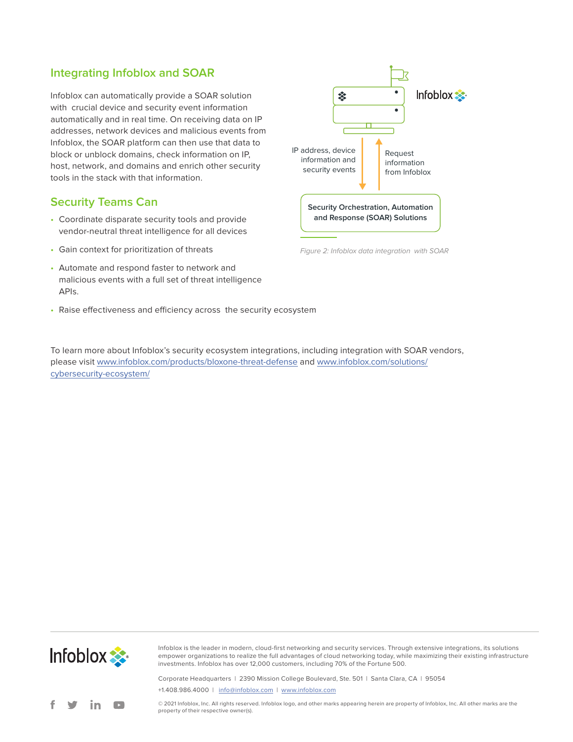## Integrating Infoblox and SOAR

Infoblox can automatically provide a SOAR solution with crucial device and security event information automatically and in real time. On receiving data on IP addresses, network devices and malicious events from Infoblox, the SOAR platform can then use that data to block or unblock domains, check information on IP, host, network, and domains and enrich other security tools in the stack with that information.

Infoblox

IP address, device information and security events

Request information from Infoblox

Security Orchestration, Automation and Response (SOAR) Solutions

*Figure 2: Infoblox data integration with SOAR*

## Security Teams Can

- Coordinate disparate security tools and provide vendor-neutral threat intelligence for all devices
- Gain context for prioritization of threats
- Automate and respond faster to network and malicious events with a full set of threat intelligence APIs.
- Raise effectiveness and efficiency across the security ecosystem

To learn more about Infoblox's security ecosystem integrations, including integration with SOAR vendors, please visit www.infoblox.com/products/bloxone-threat-defense and www.infoblox.com/solutions/cybersecurity-ecosystem/

Infoblox is the leader in modern, cloud-first networking and security services. Through extensive integrations, its solutions empower organizations to realize the full advantages of cloud networking today, while maximizing their existing infrastructure investments. Infoblox has over 12,000 customers, including 70% of the Fortune 500.

Corporate Headquarters | 2390 Mission College Boulevard, Ste. 501 | Santa Clara, CA | 95054

+1.408.986.4000 | info@infoblox.com | www.infoblox.com

© 2021 Infoblox, Inc. All rights reserved. Infoblox logo, and other marks appearing herein are property of Infoblox, Inc. All other marks are the property of their respective owner(s).